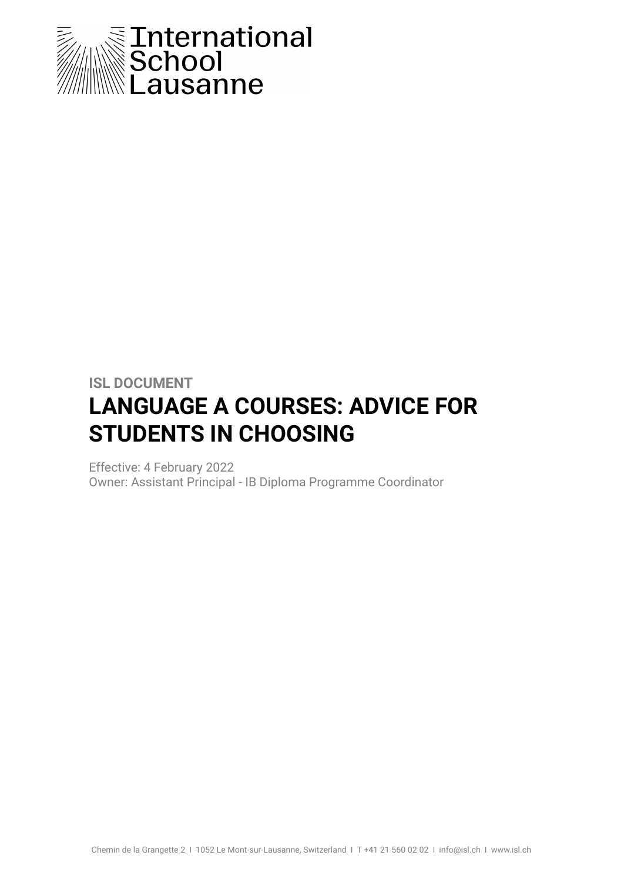International School Lausanne

ISL DOCUMENT

# LANGUAGE A COURSES: ADVICE FOR STUDENTS IN CHOOSING

Effective: 4 February 2022
Owner: Assistant Principal - IB Diploma Programme Coordinator

Chemin de la Grangette 2 I 1052 Le Mont-sur-Lausanne, Switzerland I T +41 21 560 02 02 I info@isl.ch I www.isl.ch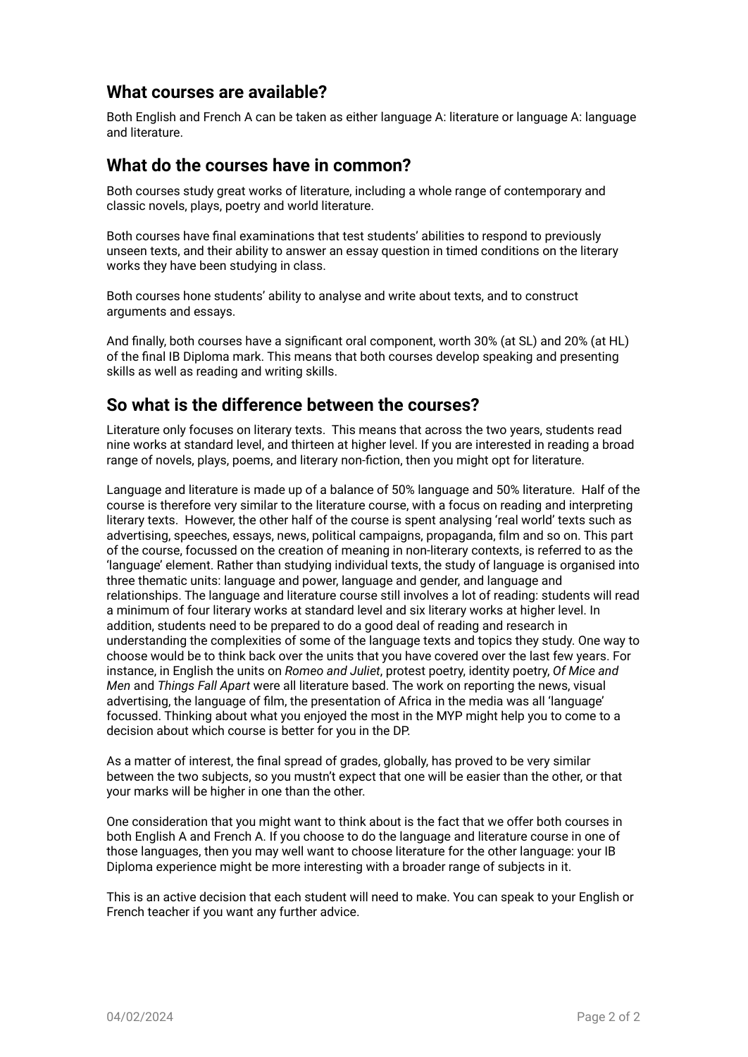## What courses are available?

Both English and French A can be taken as either language A: literature or language A: language and literature.

## What do the courses have in common?

Both courses study great works of literature, including a whole range of contemporary and classic novels, plays, poetry and world literature.

Both courses have final examinations that test students' abilities to respond to previously unseen texts, and their ability to answer an essay question in timed conditions on the literary works they have been studying in class.

Both courses hone students' ability to analyse and write about texts, and to construct arguments and essays.

And finally, both courses have a significant oral component, worth 30% (at SL) and 20% (at HL) of the final IB Diploma mark. This means that both courses develop speaking and presenting skills as well as reading and writing skills.

## So what is the difference between the courses?

Literature only focuses on literary texts. This means that across the two years, students read nine works at standard level, and thirteen at higher level. If you are interested in reading a broad range of novels, plays, poems, and literary non-fiction, then you might opt for literature.

Language and literature is made up of a balance of 50% language and 50% literature. Half of the course is therefore very similar to the literature course, with a focus on reading and interpreting literary texts. However, the other half of the course is spent analysing 'real world' texts such as advertising, speeches, essays, news, political campaigns, propaganda, film and so on. This part of the course, focussed on the creation of meaning in non-literary contexts, is referred to as the 'language' element. Rather than studying individual texts, the study of language is organised into three thematic units: language and power, language and gender, and language and relationships. The language and literature course still involves a lot of reading: students will read a minimum of four literary works at standard level and six literary works at higher level. In addition, students need to be prepared to do a good deal of reading and research in understanding the complexities of some of the language texts and topics they study. One way to choose would be to think back over the units that you have covered over the last few years. For instance, in English the units on *Romeo and Juliet*, protest poetry, identity poetry, *Of Mice and Men* and *Things Fall Apart* were all literature based. The work on reporting the news, visual advertising, the language of film, the presentation of Africa in the media was all 'language' focussed. Thinking about what you enjoyed the most in the MYP might help you to come to a decision about which course is better for you in the DP.

As a matter of interest, the final spread of grades, globally, has proved to be very similar between the two subjects, so you mustn't expect that one will be easier than the other, or that your marks will be higher in one than the other.

One consideration that you might want to think about is the fact that we offer both courses in both English A and French A. If you choose to do the language and literature course in one of those languages, then you may well want to choose literature for the other language: your IB Diploma experience might be more interesting with a broader range of subjects in it.

This is an active decision that each student will need to make. You can speak to your English or French teacher if you want any further advice.